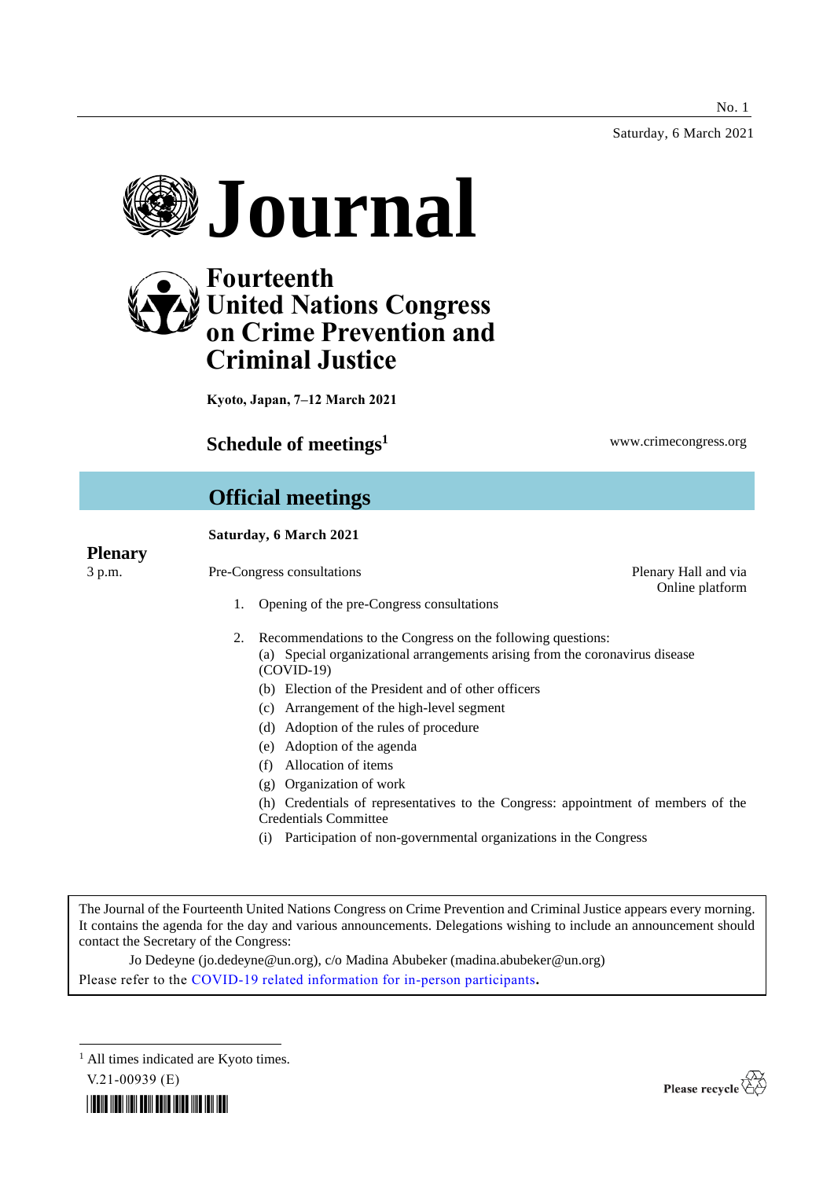No. 1

Saturday, 6 March 2021

# Journal

## Fourteenth United Nations Congress on Crime Prevention and Criminal Justice

**Kyoto, Japan, 7–12 March 2021**

## Schedule of meetings[1]

www.crimecongress.org

## Official meetings

**Saturday, 6 March 2021**

### Plenary

3 p.m.

Pre-Congress consultations — Plenary Hall and via Online platform

1. Opening of the pre-Congress consultations
2. Recommendations to the Congress on the following questions:
   (a) Special organizational arrangements arising from the coronavirus disease (COVID-19)
   (b) Election of the President and of other officers
   (c) Arrangement of the high-level segment
   (d) Adoption of the rules of procedure
   (e) Adoption of the agenda
   (f) Allocation of items
   (g) Organization of work
   (h) Credentials of representatives to the Congress: appointment of members of the Credentials Committee
   (i) Participation of non-governmental organizations in the Congress

The Journal of the Fourteenth United Nations Congress on Crime Prevention and Criminal Justice appears every morning. It contains the agenda for the day and various announcements. Delegations wishing to include an announcement should contact the Secretary of the Congress:

Jo Dedeyne (jo.dedeyne@un.org), c/o Madina Abubeker (madina.abubeker@un.org)

Please refer to the COVID-19 related information for in-person participants.

[1] All times indicated are Kyoto times.

V.21-00939 (E)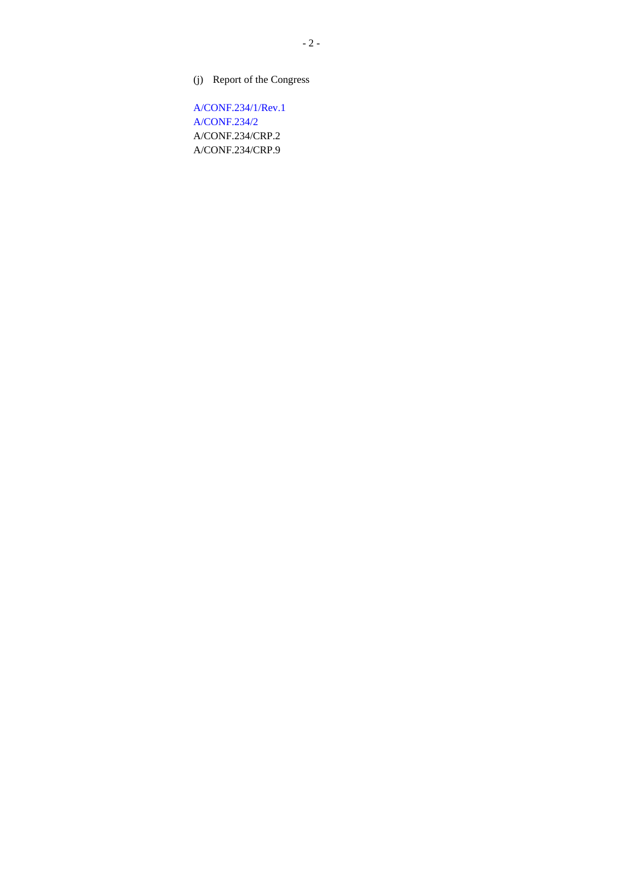(j) Report of the Congress

A/CONF.234/1/Rev.1
A/CONF.234/2
A/CONF.234/CRP.2
A/CONF.234/CRP.9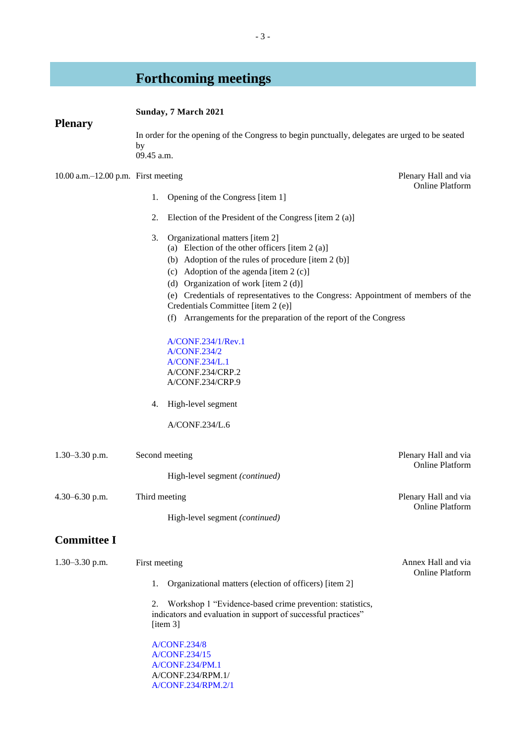# Forthcoming meetings

## Plenary

**Sunday, 7 March 2021**

In order for the opening of the Congress to begin punctually, delegates are urged to be seated by 09.45 a.m.

10.00 a.m.–12.00 p.m. First meeting — Plenary Hall and via Online Platform

1. Opening of the Congress [item 1]

2. Election of the President of the Congress [item 2 (a)]

3. Organizational matters [item 2]
   (a) Election of the other officers [item 2 (a)]
   (b) Adoption of the rules of procedure [item 2 (b)]
   (c) Adoption of the agenda [item 2 (c)]
   (d) Organization of work [item 2 (d)]
   (e) Credentials of representatives to the Congress: Appointment of members of the Credentials Committee [item 2 (e)]
   (f) Arrangements for the preparation of the report of the Congress

   A/CONF.234/1/Rev.1
   A/CONF.234/2
   A/CONF.234/L.1
   A/CONF.234/CRP.2
   A/CONF.234/CRP.9

4. High-level segment

   A/CONF.234/L.6

1.30–3.30 p.m. Second meeting — Plenary Hall and via Online Platform

High-level segment *(continued)*

4.30–6.30 p.m. Third meeting — Plenary Hall and via Online Platform

High-level segment *(continued)*

## Committee I

1.30–3.30 p.m. First meeting — Annex Hall and via Online Platform

1. Organizational matters (election of officers) [item 2]

2. Workshop 1 “Evidence-based crime prevention: statistics, indicators and evaluation in support of successful practices” [item 3]

A/CONF.234/8
A/CONF.234/15
A/CONF.234/PM.1
A/CONF.234/RPM.1/
A/CONF.234/RPM.2/1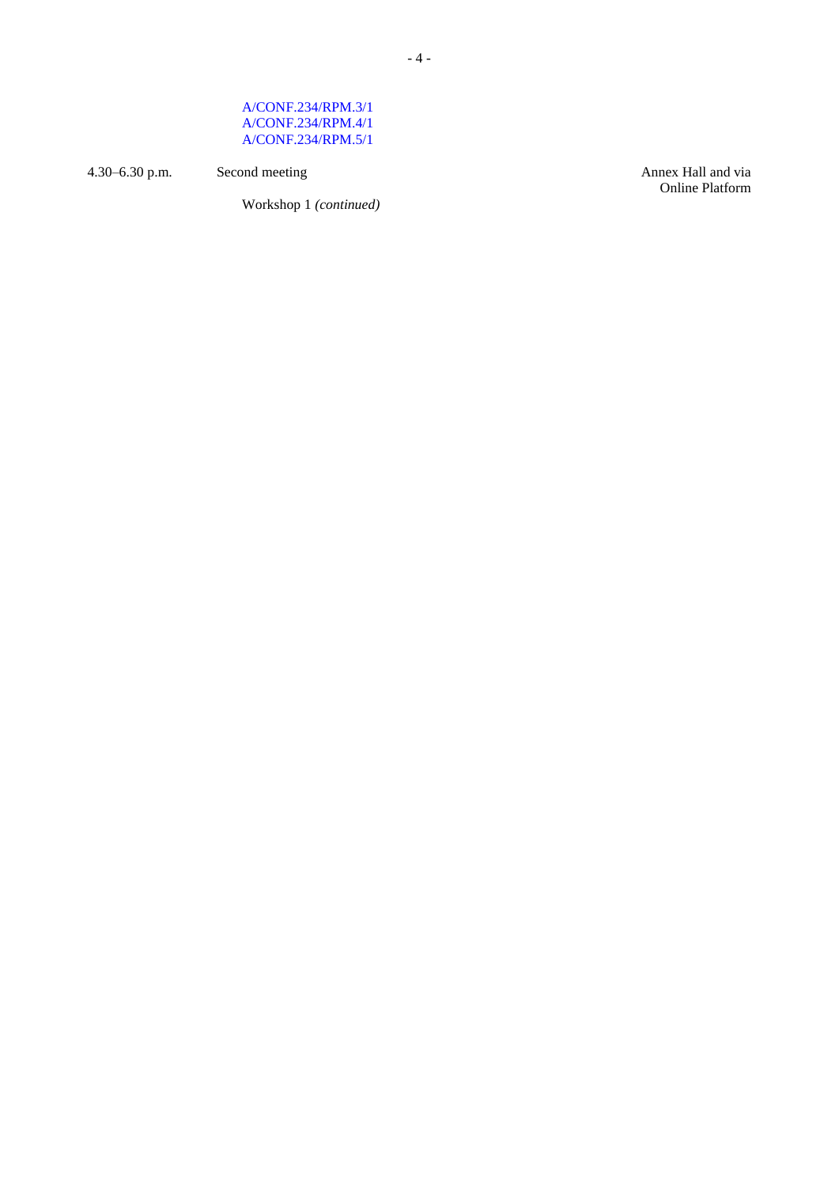A/CONF.234/RPM.3/1
A/CONF.234/RPM.4/1
A/CONF.234/RPM.5/1

| | | |
|---|---|---|
| 4.30–6.30 p.m. | Second meeting | Annex Hall and via Online Platform |
| | Workshop 1 *(continued)* | |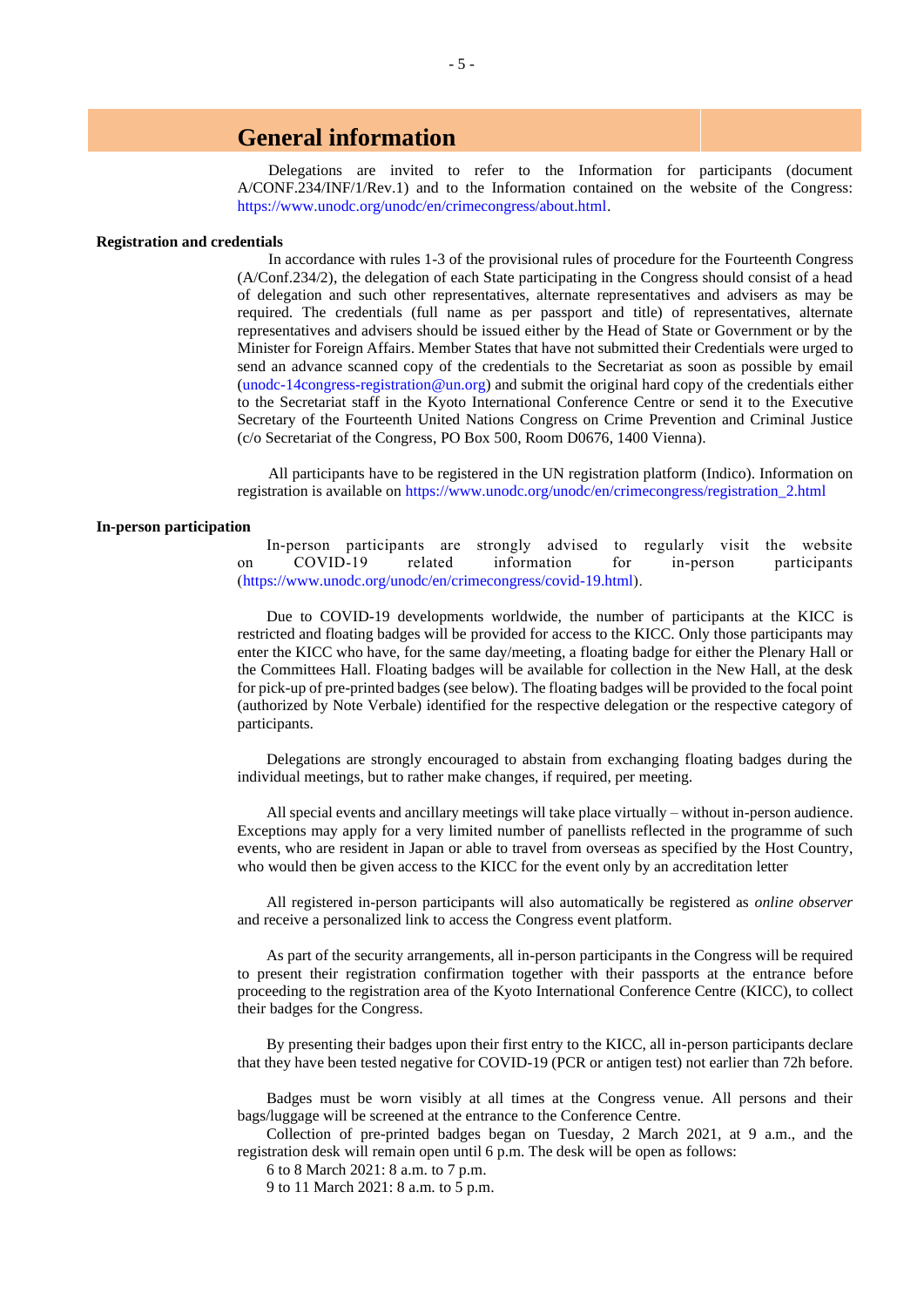# General information

Delegations are invited to refer to the Information for participants (document A/CONF.234/INF/1/Rev.1) and to the Information contained on the website of the Congress: https://www.unodc.org/unodc/en/crimecongress/about.html.

**Registration and credentials**

In accordance with rules 1-3 of the provisional rules of procedure for the Fourteenth Congress (A/Conf.234/2), the delegation of each State participating in the Congress should consist of a head of delegation and such other representatives, alternate representatives and advisers as may be required. The credentials (full name as per passport and title) of representatives, alternate representatives and advisers should be issued either by the Head of State or Government or by the Minister for Foreign Affairs. Member States that have not submitted their Credentials were urged to send an advance scanned copy of the credentials to the Secretariat as soon as possible by email (unodc-14congress-registration@un.org) and submit the original hard copy of the credentials either to the Secretariat staff in the Kyoto International Conference Centre or send it to the Executive Secretary of the Fourteenth United Nations Congress on Crime Prevention and Criminal Justice (c/o Secretariat of the Congress, PO Box 500, Room D0676, 1400 Vienna).

All participants have to be registered in the UN registration platform (Indico). Information on registration is available on https://www.unodc.org/unodc/en/crimecongress/registration_2.html

**In-person participation**

In-person participants are strongly advised to regularly visit the website on COVID-19 related information for in-person participants (https://www.unodc.org/unodc/en/crimecongress/covid-19.html).

Due to COVID-19 developments worldwide, the number of participants at the KICC is restricted and floating badges will be provided for access to the KICC. Only those participants may enter the KICC who have, for the same day/meeting, a floating badge for either the Plenary Hall or the Committees Hall. Floating badges will be available for collection in the New Hall, at the desk for pick-up of pre-printed badges (see below). The floating badges will be provided to the focal point (authorized by Note Verbale) identified for the respective delegation or the respective category of participants.

Delegations are strongly encouraged to abstain from exchanging floating badges during the individual meetings, but to rather make changes, if required, per meeting.

All special events and ancillary meetings will take place virtually – without in-person audience. Exceptions may apply for a very limited number of panellists reflected in the programme of such events, who are resident in Japan or able to travel from overseas as specified by the Host Country, who would then be given access to the KICC for the event only by an accreditation letter

All registered in-person participants will also automatically be registered as *online observer* and receive a personalized link to access the Congress event platform.

As part of the security arrangements, all in-person participants in the Congress will be required to present their registration confirmation together with their passports at the entrance before proceeding to the registration area of the Kyoto International Conference Centre (KICC), to collect their badges for the Congress.

By presenting their badges upon their first entry to the KICC, all in-person participants declare that they have been tested negative for COVID-19 (PCR or antigen test) not earlier than 72h before.

Badges must be worn visibly at all times at the Congress venue. All persons and their bags/luggage will be screened at the entrance to the Conference Centre.

Collection of pre-printed badges began on Tuesday, 2 March 2021, at 9 a.m., and the registration desk will remain open until 6 p.m. The desk will be open as follows:

6 to 8 March 2021: 8 a.m. to 7 p.m.

9 to 11 March 2021: 8 a.m. to 5 p.m.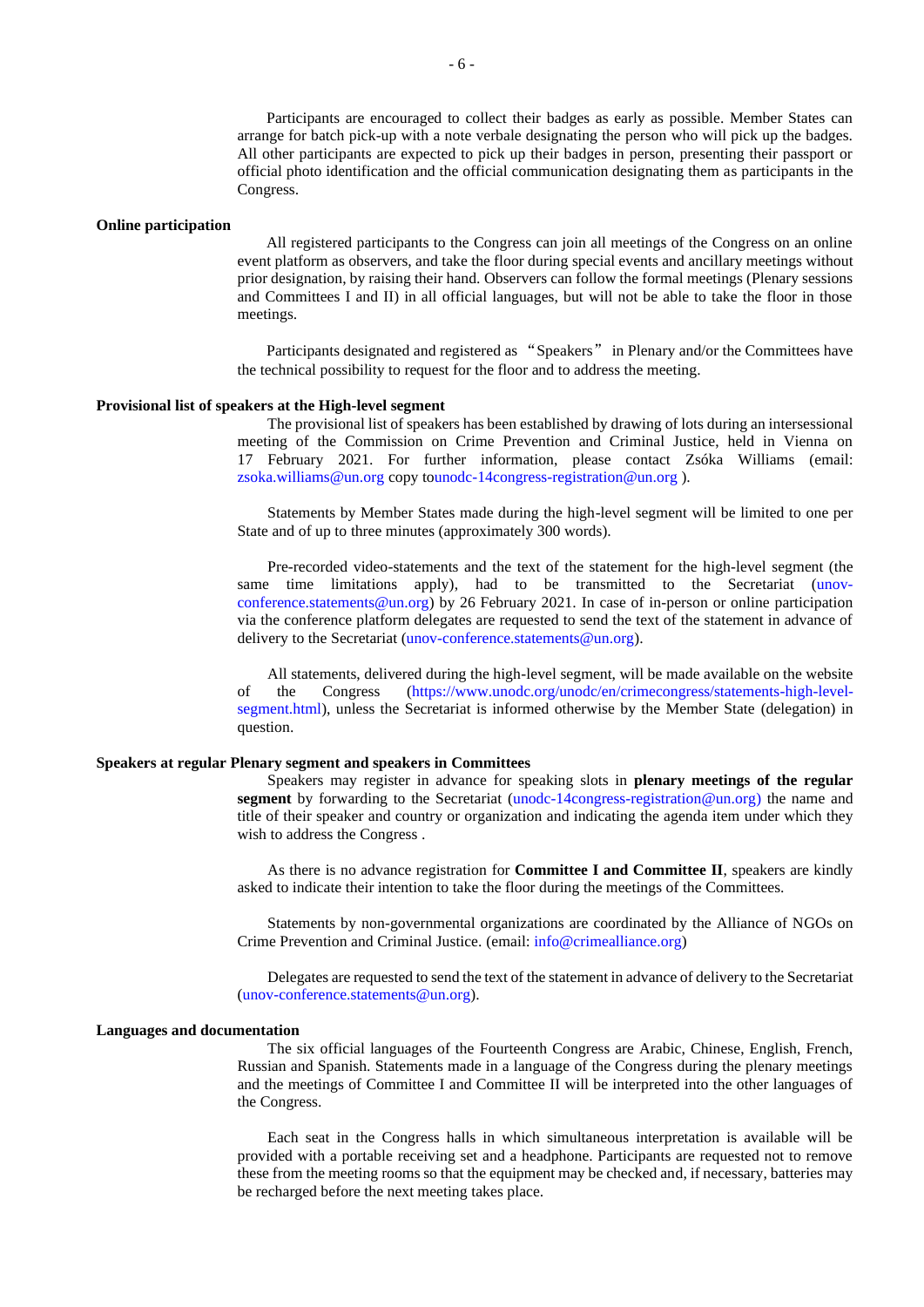Participants are encouraged to collect their badges as early as possible. Member States can arrange for batch pick-up with a note verbale designating the person who will pick up the badges. All other participants are expected to pick up their badges in person, presenting their passport or official photo identification and the official communication designating them as participants in the Congress.

**Online participation**

All registered participants to the Congress can join all meetings of the Congress on an online event platform as observers, and take the floor during special events and ancillary meetings without prior designation, by raising their hand. Observers can follow the formal meetings (Plenary sessions and Committees I and II) in all official languages, but will not be able to take the floor in those meetings.

Participants designated and registered as "Speakers" in Plenary and/or the Committees have the technical possibility to request for the floor and to address the meeting.

**Provisional list of speakers at the High-level segment**

The provisional list of speakers has been established by drawing of lots during an intersessional meeting of the Commission on Crime Prevention and Criminal Justice, held in Vienna on 17 February 2021. For further information, please contact Zsóka Williams (email: zsoka.williams@un.org copy tounodc-14congress-registration@un.org ).

Statements by Member States made during the high-level segment will be limited to one per State and of up to three minutes (approximately 300 words).

Pre-recorded video-statements and the text of the statement for the high-level segment (the same time limitations apply), had to be transmitted to the Secretariat (unov-conference.statements@un.org) by 26 February 2021. In case of in-person or online participation via the conference platform delegates are requested to send the text of the statement in advance of delivery to the Secretariat (unov-conference.statements@un.org).

All statements, delivered during the high-level segment, will be made available on the website of the Congress (https://www.unodc.org/unodc/en/crimecongress/statements-high-level-segment.html), unless the Secretariat is informed otherwise by the Member State (delegation) in question.

**Speakers at regular Plenary segment and speakers in Committees**

Speakers may register in advance for speaking slots in **plenary meetings of the regular segment** by forwarding to the Secretariat (unodc-14congress-registration@un.org) the name and title of their speaker and country or organization and indicating the agenda item under which they wish to address the Congress .

As there is no advance registration for **Committee I and Committee II**, speakers are kindly asked to indicate their intention to take the floor during the meetings of the Committees.

Statements by non-governmental organizations are coordinated by the Alliance of NGOs on Crime Prevention and Criminal Justice. (email: info@crimealliance.org)

Delegates are requested to send the text of the statement in advance of delivery to the Secretariat (unov-conference.statements@un.org).

**Languages and documentation**

The six official languages of the Fourteenth Congress are Arabic, Chinese, English, French, Russian and Spanish. Statements made in a language of the Congress during the plenary meetings and the meetings of Committee I and Committee II will be interpreted into the other languages of the Congress.

Each seat in the Congress halls in which simultaneous interpretation is available will be provided with a portable receiving set and a headphone. Participants are requested not to remove these from the meeting rooms so that the equipment may be checked and, if necessary, batteries may be recharged before the next meeting takes place.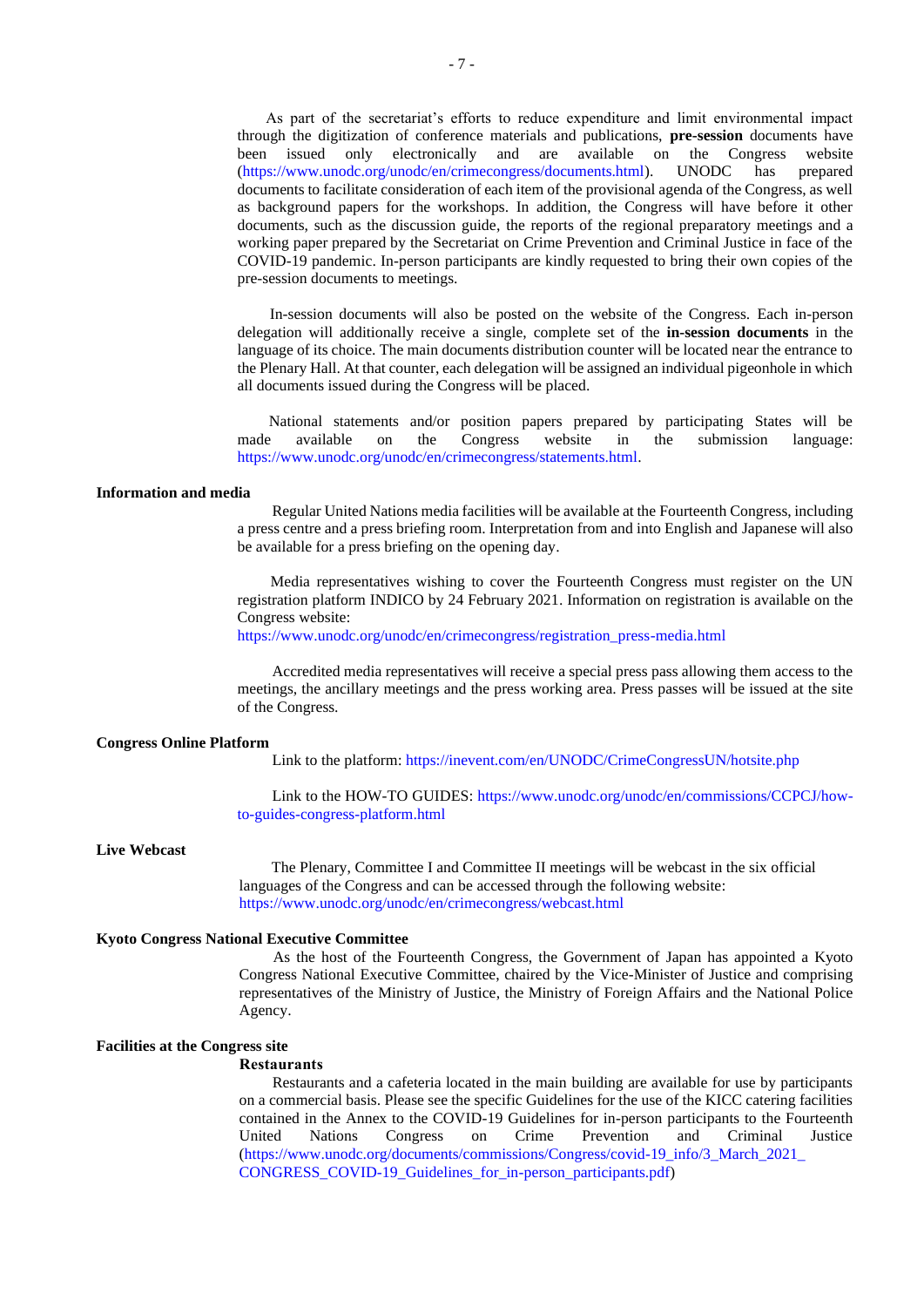As part of the secretariat's efforts to reduce expenditure and limit environmental impact through the digitization of conference materials and publications, **pre-session** documents have been issued only electronically and are available on the Congress website (https://www.unodc.org/unodc/en/crimecongress/documents.html). UNODC has prepared documents to facilitate consideration of each item of the provisional agenda of the Congress, as well as background papers for the workshops. In addition, the Congress will have before it other documents, such as the discussion guide, the reports of the regional preparatory meetings and a working paper prepared by the Secretariat on Crime Prevention and Criminal Justice in face of the COVID-19 pandemic. In-person participants are kindly requested to bring their own copies of the pre-session documents to meetings.

In-session documents will also be posted on the website of the Congress. Each in-person delegation will additionally receive a single, complete set of the **in-session documents** in the language of its choice. The main documents distribution counter will be located near the entrance to the Plenary Hall. At that counter, each delegation will be assigned an individual pigeonhole in which all documents issued during the Congress will be placed.

National statements and/or position papers prepared by participating States will be made available on the Congress website in the submission language: https://www.unodc.org/unodc/en/crimecongress/statements.html.

**Information and media**

Regular United Nations media facilities will be available at the Fourteenth Congress, including a press centre and a press briefing room. Interpretation from and into English and Japanese will also be available for a press briefing on the opening day.

Media representatives wishing to cover the Fourteenth Congress must register on the UN registration platform INDICO by 24 February 2021. Information on registration is available on the Congress website:
https://www.unodc.org/unodc/en/crimecongress/registration_press-media.html

Accredited media representatives will receive a special press pass allowing them access to the meetings, the ancillary meetings and the press working area. Press passes will be issued at the site of the Congress.

**Congress Online Platform**

Link to the platform: https://inevent.com/en/UNODC/CrimeCongressUN/hotsite.php

Link to the HOW-TO GUIDES: https://www.unodc.org/unodc/en/commissions/CCPCJ/how-to-guides-congress-platform.html

**Live Webcast**

The Plenary, Committee I and Committee II meetings will be webcast in the six official languages of the Congress and can be accessed through the following website: https://www.unodc.org/unodc/en/crimecongress/webcast.html

**Kyoto Congress National Executive Committee**

As the host of the Fourteenth Congress, the Government of Japan has appointed a Kyoto Congress National Executive Committee, chaired by the Vice-Minister of Justice and comprising representatives of the Ministry of Justice, the Ministry of Foreign Affairs and the National Police Agency.

**Facilities at the Congress site**

**Restaurants**

Restaurants and a cafeteria located in the main building are available for use by participants on a commercial basis. Please see the specific Guidelines for the use of the KICC catering facilities contained in the Annex to the COVID-19 Guidelines for in-person participants to the Fourteenth United Nations Congress on Crime Prevention and Criminal Justice (https://www.unodc.org/documents/commissions/Congress/covid-19_info/3_March_2021_CONGRESS_COVID-19_Guidelines_for_in-person_participants.pdf)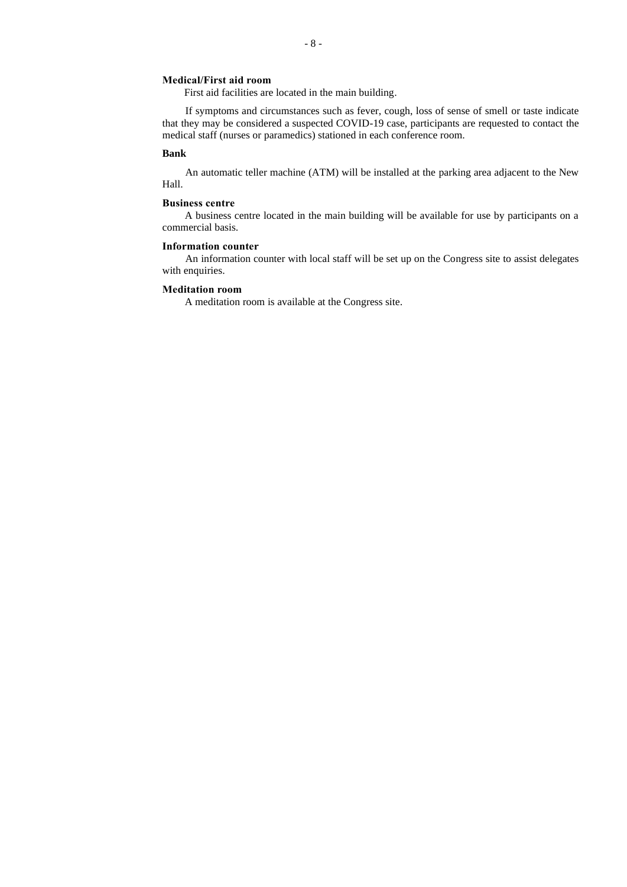**Medical/First aid room**

First aid facilities are located in the main building.

If symptoms and circumstances such as fever, cough, loss of sense of smell or taste indicate that they may be considered a suspected COVID-19 case, participants are requested to contact the medical staff (nurses or paramedics) stationed in each conference room.

**Bank**

An automatic teller machine (ATM) will be installed at the parking area adjacent to the New Hall.

**Business centre**

A business centre located in the main building will be available for use by participants on a commercial basis.

**Information counter**

An information counter with local staff will be set up on the Congress site to assist delegates with enquiries.

**Meditation room**

A meditation room is available at the Congress site.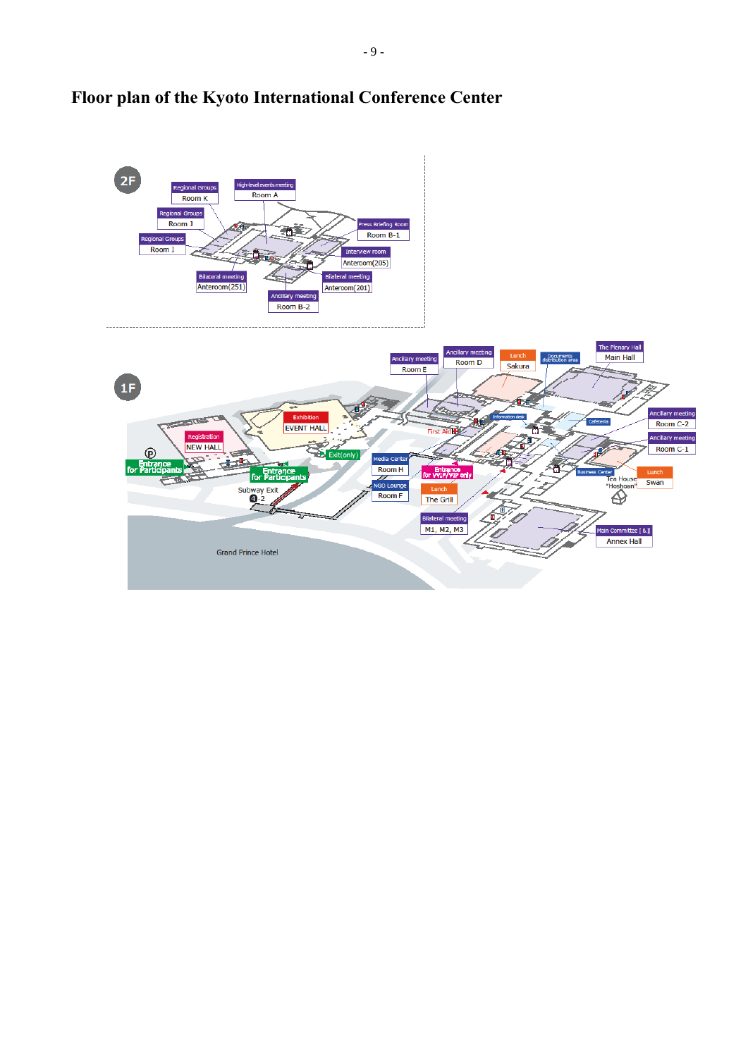# Floor plan of the Kyoto International Conference Center

2F

Regional Groups
Room K

High-level events meeting
Room A

Regional Groups
Room J

Press Briefing Room
Room B-1

Regional Groups
Room I

Interview room
Anteroom(205)

Bilateral meeting
Anteroom(251)

Bilateral meeting
Anteroom(201)

Ancillary meeting
Room B-2

1F

Ancillary meeting
Room E

Ancillary meeting
Room D

Lunch
Sakura

Documents distribution area

The Plenary Hall
Main Hall

Exhibition
EVENT HALL

Information desk

Cafeteria

Ancillary meeting
Room C-2

Registration
NEW HALL

First Aid

Ancillary meeting
Room C-1

Entrance for Participants

Exit(only)

Media center
Room H

Entrance for Participants

Entrance for VVIP/VIP only

Business Center

Lunch
Swan

Tea House "Hoshoan"

NGO Lounge
Room F

Lunch
The Grill

Subway Exit 4-2

Bilateral meeting
M1, M2, M3

Main Committee I & II
Annex Hall

Grand Prince Hotel